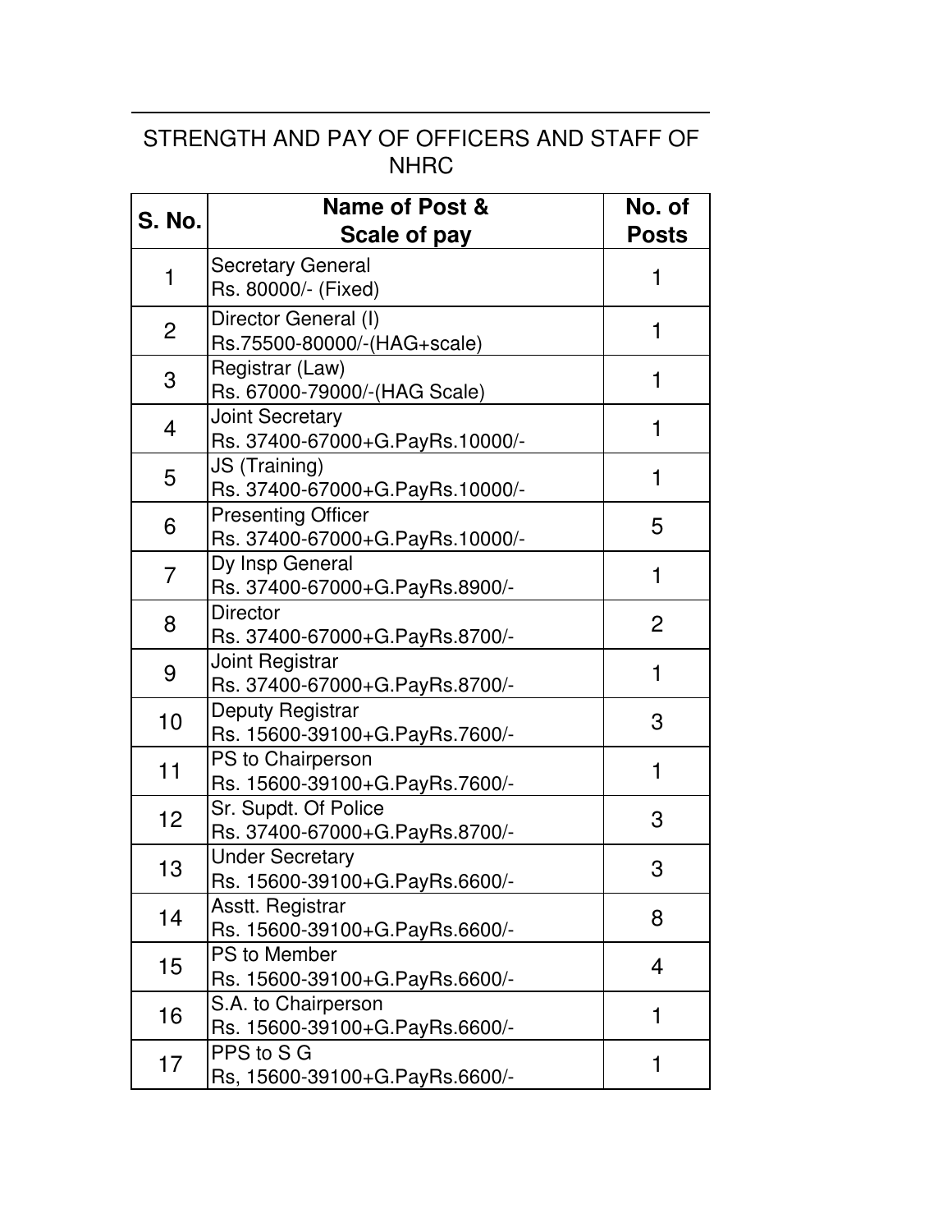# STRENGTH AND PAY OF OFFICERS AND STAFF OF NHRC

| S. No. | Name of Post & Scale of pay | No. of Posts |
|---|---|---|
| 1 | Secretary General<br>Rs. 80000/- (Fixed) | 1 |
| 2 | Director General (I)<br>Rs.75500-80000/-(HAG+scale) | 1 |
| 3 | Registrar (Law)<br>Rs. 67000-79000/-(HAG Scale) | 1 |
| 4 | Joint Secretary<br>Rs. 37400-67000+G.PayRs.10000/- | 1 |
| 5 | JS (Training)<br>Rs. 37400-67000+G.PayRs.10000/- | 1 |
| 6 | Presenting Officer<br>Rs. 37400-67000+G.PayRs.10000/- | 5 |
| 7 | Dy Insp General<br>Rs. 37400-67000+G.PayRs.8900/- | 1 |
| 8 | Director<br>Rs. 37400-67000+G.PayRs.8700/- | 2 |
| 9 | Joint Registrar<br>Rs. 37400-67000+G.PayRs.8700/- | 1 |
| 10 | Deputy Registrar<br>Rs. 15600-39100+G.PayRs.7600/- | 3 |
| 11 | PS to Chairperson<br>Rs. 15600-39100+G.PayRs.7600/- | 1 |
| 12 | Sr. Supdt. Of Police<br>Rs. 37400-67000+G.PayRs.8700/- | 3 |
| 13 | Under Secretary<br>Rs. 15600-39100+G.PayRs.6600/- | 3 |
| 14 | Asstt. Registrar<br>Rs. 15600-39100+G.PayRs.6600/- | 8 |
| 15 | PS to Member<br>Rs. 15600-39100+G.PayRs.6600/- | 4 |
| 16 | S.A. to Chairperson<br>Rs. 15600-39100+G.PayRs.6600/- | 1 |
| 17 | PPS to S G<br>Rs, 15600-39100+G.PayRs.6600/- | 1 |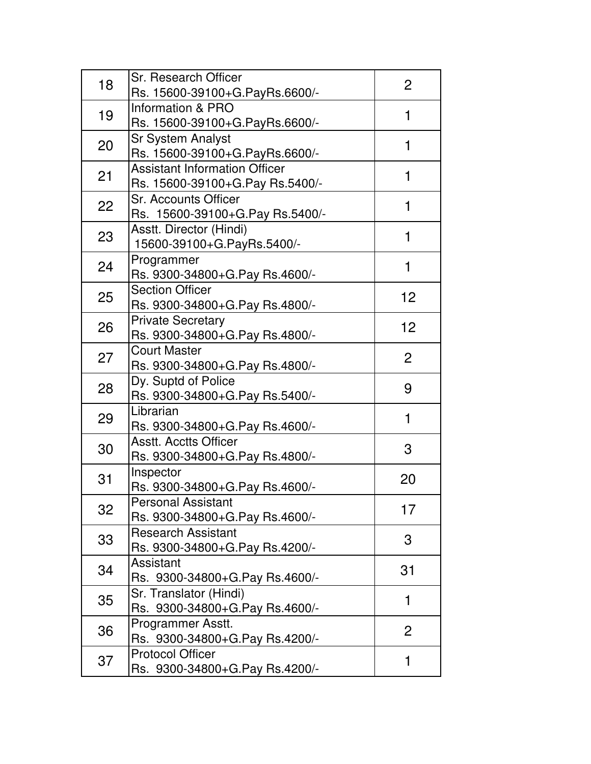| 18 | Sr. Research Officer<br>Rs. 15600-39100+G.PayRs.6600/- | 2 |
|---|---|---|
| 19 | Information & PRO<br>Rs. 15600-39100+G.PayRs.6600/- | 1 |
| 20 | Sr System Analyst<br>Rs. 15600-39100+G.PayRs.6600/- | 1 |
| 21 | Assistant Information Officer<br>Rs. 15600-39100+G.Pay Rs.5400/- | 1 |
| 22 | Sr. Accounts Officer<br>Rs. 15600-39100+G.Pay Rs.5400/- | 1 |
| 23 | Asstt. Director (Hindi)<br>15600-39100+G.PayRs.5400/- | 1 |
| 24 | Programmer<br>Rs. 9300-34800+G.Pay Rs.4600/- | 1 |
| 25 | Section Officer<br>Rs. 9300-34800+G.Pay Rs.4800/- | 12 |
| 26 | Private Secretary<br>Rs. 9300-34800+G.Pay Rs.4800/- | 12 |
| 27 | Court Master<br>Rs. 9300-34800+G.Pay Rs.4800/- | 2 |
| 28 | Dy. Suptd of Police<br>Rs. 9300-34800+G.Pay Rs.5400/- | 9 |
| 29 | Librarian<br>Rs. 9300-34800+G.Pay Rs.4600/- | 1 |
| 30 | Asstt. Acctts Officer<br>Rs. 9300-34800+G.Pay Rs.4800/- | 3 |
| 31 | Inspector<br>Rs. 9300-34800+G.Pay Rs.4600/- | 20 |
| 32 | Personal Assistant<br>Rs. 9300-34800+G.Pay Rs.4600/- | 17 |
| 33 | Research Assistant<br>Rs. 9300-34800+G.Pay Rs.4200/- | 3 |
| 34 | Assistant<br>Rs. 9300-34800+G.Pay Rs.4600/- | 31 |
| 35 | Sr. Translator (Hindi)<br>Rs. 9300-34800+G.Pay Rs.4600/- | 1 |
| 36 | Programmer Asstt.<br>Rs. 9300-34800+G.Pay Rs.4200/- | 2 |
| 37 | Protocol Officer<br>Rs. 9300-34800+G.Pay Rs.4200/- | 1 |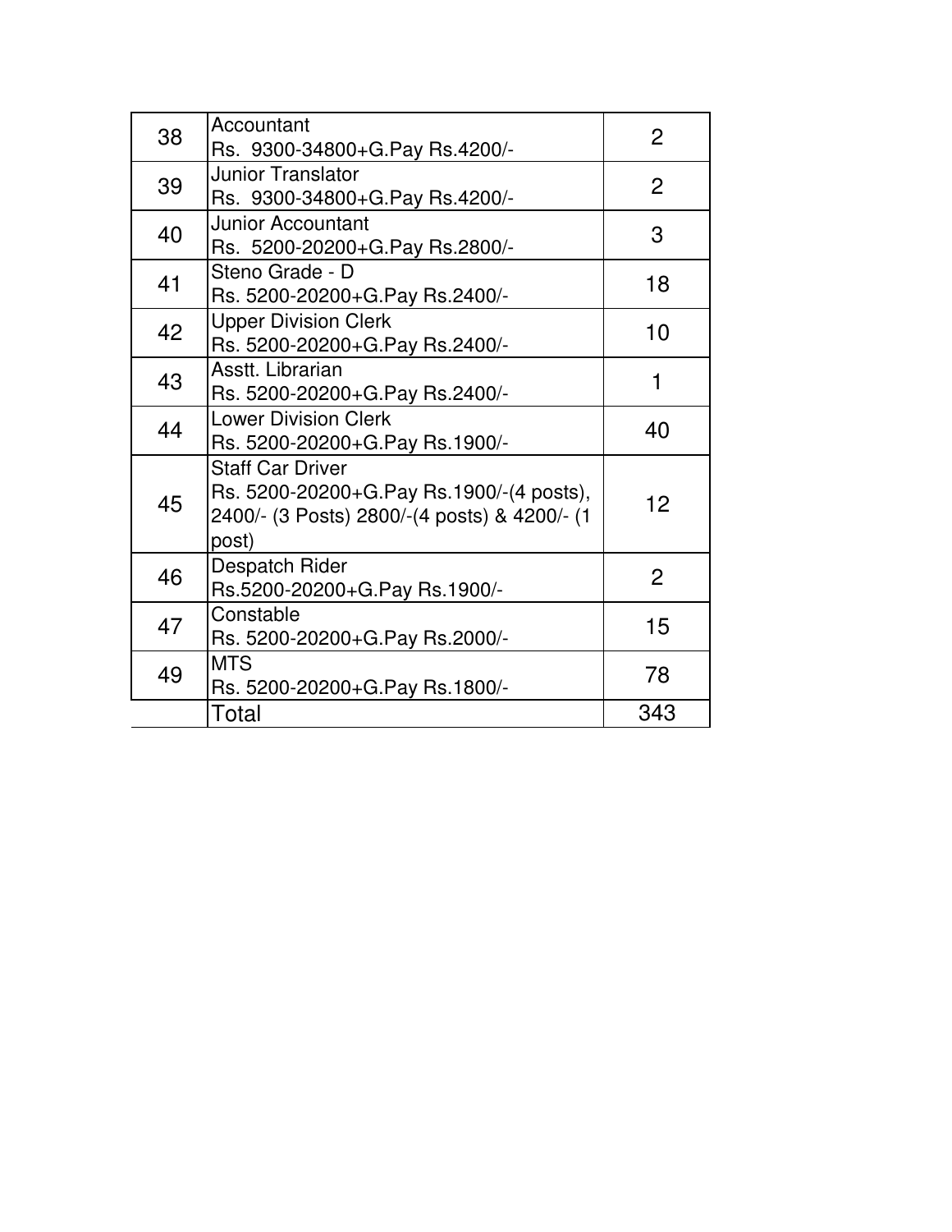| | | |
|---|---|---|
| 38 | Accountant<br>Rs. 9300-34800+G.Pay Rs.4200/- | 2 |
| 39 | Junior Translator<br>Rs. 9300-34800+G.Pay Rs.4200/- | 2 |
| 40 | Junior Accountant<br>Rs. 5200-20200+G.Pay Rs.2800/- | 3 |
| 41 | Steno Grade - D<br>Rs. 5200-20200+G.Pay Rs.2400/- | 18 |
| 42 | Upper Division Clerk<br>Rs. 5200-20200+G.Pay Rs.2400/- | 10 |
| 43 | Asstt. Librarian<br>Rs. 5200-20200+G.Pay Rs.2400/- | 1 |
| 44 | Lower Division Clerk<br>Rs. 5200-20200+G.Pay Rs.1900/- | 40 |
| 45 | Staff Car Driver<br>Rs. 5200-20200+G.Pay Rs.1900/-(4 posts), 2400/- (3 Posts) 2800/-(4 posts) & 4200/- (1 post) | 12 |
| 46 | Despatch Rider<br>Rs.5200-20200+G.Pay Rs.1900/- | 2 |
| 47 | Constable<br>Rs. 5200-20200+G.Pay Rs.2000/- | 15 |
| 49 | MTS<br>Rs. 5200-20200+G.Pay Rs.1800/- | 78 |
| | Total | 343 |